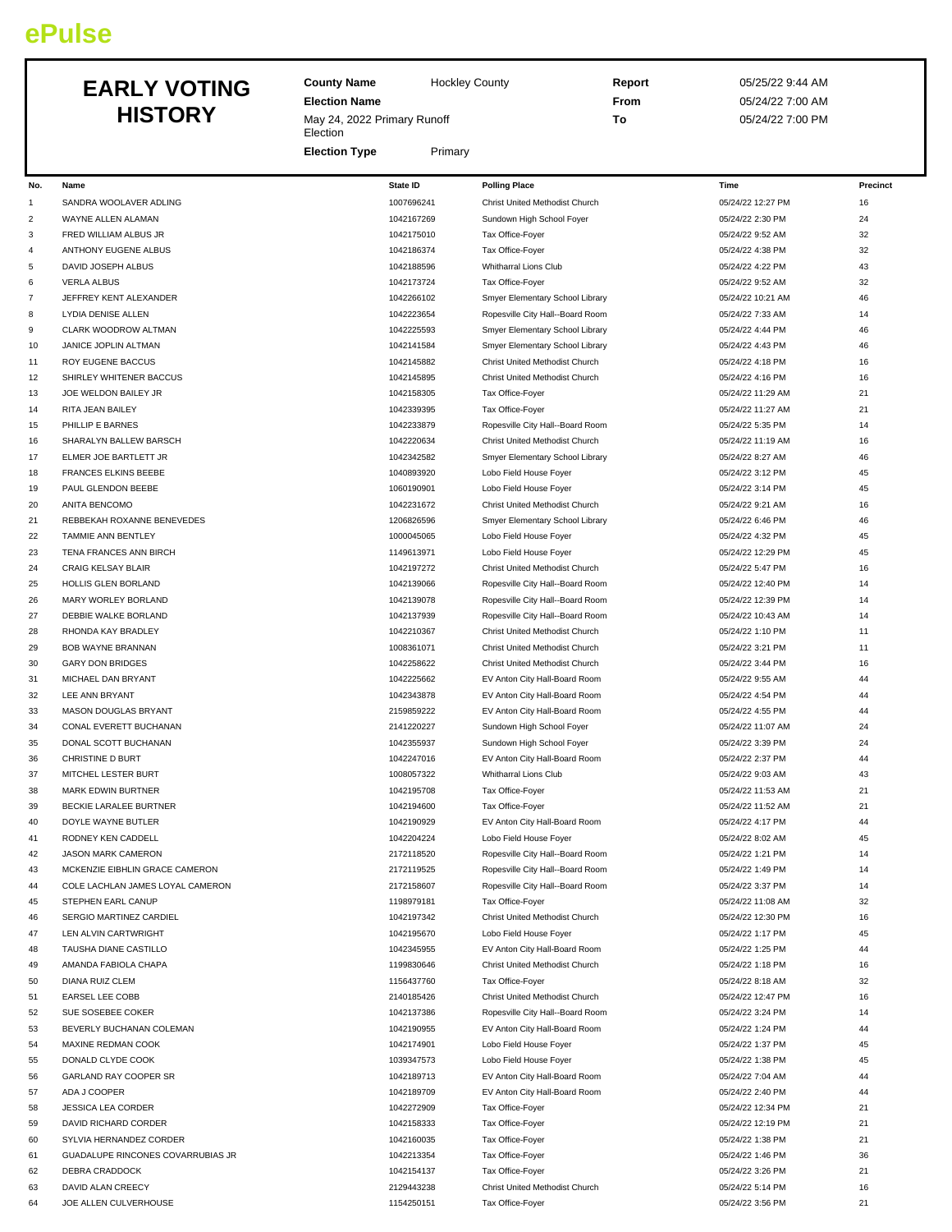# ePulse

## EARLY VOTING HISTORY

**County Name** Hockley County

**Election Name** May 24, 2022 Primary Runoff Election

**Election Type** Primary

**Report** 05/25/22 9:44 AM

**From** 05/24/22 7:00 AM

**To** 05/24/22 7:00 PM

| No. | Name | State ID | Polling Place | Time | Precinct |
|---|---|---|---|---|---|
| 1 | SANDRA WOOLAVER ADLING | 1007696241 | Christ United Methodist Church | 05/24/22 12:27 PM | 16 |
| 2 | WAYNE ALLEN ALAMAN | 1042167269 | Sundown High School Foyer | 05/24/22 2:30 PM | 24 |
| 3 | FRED WILLIAM ALBUS JR | 1042175010 | Tax Office-Foyer | 05/24/22 9:52 AM | 32 |
| 4 | ANTHONY EUGENE ALBUS | 1042186374 | Tax Office-Foyer | 05/24/22 4:38 PM | 32 |
| 5 | DAVID JOSEPH ALBUS | 1042188596 | Whitharral Lions Club | 05/24/22 4:22 PM | 43 |
| 6 | VERLA ALBUS | 1042173724 | Tax Office-Foyer | 05/24/22 9:52 AM | 32 |
| 7 | JEFFREY KENT ALEXANDER | 1042266102 | Smyer Elementary School Library | 05/24/22 10:21 AM | 46 |
| 8 | LYDIA DENISE ALLEN | 1042223654 | Ropesville City Hall--Board Room | 05/24/22 7:33 AM | 14 |
| 9 | CLARK WOODROW ALTMAN | 1042225593 | Smyer Elementary School Library | 05/24/22 4:44 PM | 46 |
| 10 | JANICE JOPLIN ALTMAN | 1042141584 | Smyer Elementary School Library | 05/24/22 4:43 PM | 46 |
| 11 | ROY EUGENE BACCUS | 1042145882 | Christ United Methodist Church | 05/24/22 4:18 PM | 16 |
| 12 | SHIRLEY WHITENER BACCUS | 1042145895 | Christ United Methodist Church | 05/24/22 4:16 PM | 16 |
| 13 | JOE WELDON BAILEY JR | 1042158305 | Tax Office-Foyer | 05/24/22 11:29 AM | 21 |
| 14 | RITA JEAN BAILEY | 1042339395 | Tax Office-Foyer | 05/24/22 11:27 AM | 21 |
| 15 | PHILLIP E BARNES | 1042233879 | Ropesville City Hall--Board Room | 05/24/22 5:35 PM | 14 |
| 16 | SHARALYN BALLEW BARSCH | 1042220634 | Christ United Methodist Church | 05/24/22 11:19 AM | 16 |
| 17 | ELMER JOE BARTLETT JR | 1042342582 | Smyer Elementary School Library | 05/24/22 8:27 AM | 46 |
| 18 | FRANCES ELKINS BEEBE | 1040893920 | Lobo Field House Foyer | 05/24/22 3:12 PM | 45 |
| 19 | PAUL GLENDON BEEBE | 1060190901 | Lobo Field House Foyer | 05/24/22 3:14 PM | 45 |
| 20 | ANITA BENCOMO | 1042231672 | Christ United Methodist Church | 05/24/22 9:21 AM | 16 |
| 21 | REBBEKAH ROXANNE BENEVEDES | 1206826596 | Smyer Elementary School Library | 05/24/22 6:46 PM | 46 |
| 22 | TAMMIE ANN BENTLEY | 1000045065 | Lobo Field House Foyer | 05/24/22 4:32 PM | 45 |
| 23 | TENA FRANCES ANN BIRCH | 1149613971 | Lobo Field House Foyer | 05/24/22 12:29 PM | 45 |
| 24 | CRAIG KELSAY BLAIR | 1042197272 | Christ United Methodist Church | 05/24/22 5:47 PM | 16 |
| 25 | HOLLIS GLEN BORLAND | 1042139066 | Ropesville City Hall--Board Room | 05/24/22 12:40 PM | 14 |
| 26 | MARY WORLEY BORLAND | 1042139078 | Ropesville City Hall--Board Room | 05/24/22 12:39 PM | 14 |
| 27 | DEBBIE WALKE BORLAND | 1042137939 | Ropesville City Hall--Board Room | 05/24/22 10:43 AM | 14 |
| 28 | RHONDA KAY BRADLEY | 1042210367 | Christ United Methodist Church | 05/24/22 1:10 PM | 11 |
| 29 | BOB WAYNE BRANNAN | 1008361071 | Christ United Methodist Church | 05/24/22 3:21 PM | 11 |
| 30 | GARY DON BRIDGES | 1042258622 | Christ United Methodist Church | 05/24/22 3:44 PM | 16 |
| 31 | MICHAEL DAN BRYANT | 1042225662 | EV Anton City Hall-Board Room | 05/24/22 9:55 AM | 44 |
| 32 | LEE ANN BRYANT | 1042343878 | EV Anton City Hall-Board Room | 05/24/22 4:54 PM | 44 |
| 33 | MASON DOUGLAS BRYANT | 2159859222 | EV Anton City Hall-Board Room | 05/24/22 4:55 PM | 44 |
| 34 | CONAL EVERETT BUCHANAN | 2141220227 | Sundown High School Foyer | 05/24/22 11:07 AM | 24 |
| 35 | DONAL SCOTT BUCHANAN | 1042355937 | Sundown High School Foyer | 05/24/22 3:39 PM | 24 |
| 36 | CHRISTINE D BURT | 1042247016 | EV Anton City Hall-Board Room | 05/24/22 2:37 PM | 44 |
| 37 | MITCHEL LESTER BURT | 1008057322 | Whitharral Lions Club | 05/24/22 9:03 AM | 43 |
| 38 | MARK EDWIN BURTNER | 1042195708 | Tax Office-Foyer | 05/24/22 11:53 AM | 21 |
| 39 | BECKIE LARALEE BURTNER | 1042194600 | Tax Office-Foyer | 05/24/22 11:52 AM | 21 |
| 40 | DOYLE WAYNE BUTLER | 1042190929 | EV Anton City Hall-Board Room | 05/24/22 4:17 PM | 44 |
| 41 | RODNEY KEN CADDELL | 1042204224 | Lobo Field House Foyer | 05/24/22 8:02 AM | 45 |
| 42 | JASON MARK CAMERON | 2172118520 | Ropesville City Hall--Board Room | 05/24/22 1:21 PM | 14 |
| 43 | MCKENZIE EIBHLIN GRACE CAMERON | 2172119525 | Ropesville City Hall--Board Room | 05/24/22 1:49 PM | 14 |
| 44 | COLE LACHLAN JAMES LOYAL CAMERON | 2172158607 | Ropesville City Hall--Board Room | 05/24/22 3:37 PM | 14 |
| 45 | STEPHEN EARL CANUP | 1198979181 | Tax Office-Foyer | 05/24/22 11:08 AM | 32 |
| 46 | SERGIO MARTINEZ CARDIEL | 1042197342 | Christ United Methodist Church | 05/24/22 12:30 PM | 16 |
| 47 | LEN ALVIN CARTWRIGHT | 1042195670 | Lobo Field House Foyer | 05/24/22 1:17 PM | 45 |
| 48 | TAUSHA DIANE CASTILLO | 1042345955 | EV Anton City Hall-Board Room | 05/24/22 1:25 PM | 44 |
| 49 | AMANDA FABIOLA CHAPA | 1199830646 | Christ United Methodist Church | 05/24/22 1:18 PM | 16 |
| 50 | DIANA RUIZ CLEM | 1156437760 | Tax Office-Foyer | 05/24/22 8:18 AM | 32 |
| 51 | EARSEL LEE COBB | 2140185426 | Christ United Methodist Church | 05/24/22 12:47 PM | 16 |
| 52 | SUE SOSEBEE COKER | 1042137386 | Ropesville City Hall--Board Room | 05/24/22 3:24 PM | 14 |
| 53 | BEVERLY BUCHANAN COLEMAN | 1042190955 | EV Anton City Hall-Board Room | 05/24/22 1:24 PM | 44 |
| 54 | MAXINE REDMAN COOK | 1042174901 | Lobo Field House Foyer | 05/24/22 1:37 PM | 45 |
| 55 | DONALD CLYDE COOK | 1039347573 | Lobo Field House Foyer | 05/24/22 1:38 PM | 45 |
| 56 | GARLAND RAY COOPER SR | 1042189713 | EV Anton City Hall-Board Room | 05/24/22 7:04 AM | 44 |
| 57 | ADA J COOPER | 1042189709 | EV Anton City Hall-Board Room | 05/24/22 2:40 PM | 44 |
| 58 | JESSICA LEA CORDER | 1042272909 | Tax Office-Foyer | 05/24/22 12:34 PM | 21 |
| 59 | DAVID RICHARD CORDER | 1042158333 | Tax Office-Foyer | 05/24/22 12:19 PM | 21 |
| 60 | SYLVIA HERNANDEZ CORDER | 1042160035 | Tax Office-Foyer | 05/24/22 1:38 PM | 21 |
| 61 | GUADALUPE RINCONES COVARRUBIAS JR | 1042213354 | Tax Office-Foyer | 05/24/22 1:46 PM | 36 |
| 62 | DEBRA CRADDOCK | 1042154137 | Tax Office-Foyer | 05/24/22 3:26 PM | 21 |
| 63 | DAVID ALAN CREECY | 2129443238 | Christ United Methodist Church | 05/24/22 5:14 PM | 16 |
| 64 | JOE ALLEN CULVERHOUSE | 1154250151 | Tax Office-Foyer | 05/24/22 3:56 PM | 21 |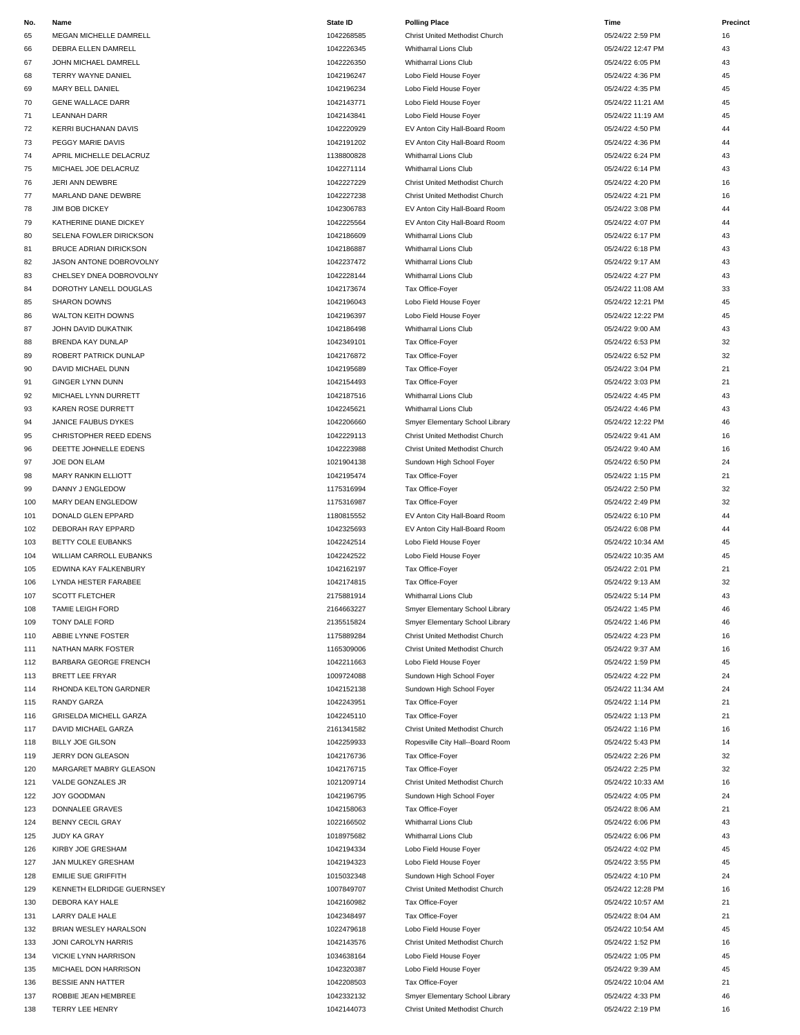| No. | Name | State ID | Polling Place | Time | Precinct |
|---|---|---|---|---|---|
| 65 | MEGAN MICHELLE DAMRELL | 1042268585 | Christ United Methodist Church | 05/24/22 2:59 PM | 16 |
| 66 | DEBRA ELLEN DAMRELL | 1042226345 | Whitharral Lions Club | 05/24/22 12:47 PM | 43 |
| 67 | JOHN MICHAEL DAMRELL | 1042226350 | Whitharral Lions Club | 05/24/22 6:05 PM | 43 |
| 68 | TERRY WAYNE DANIEL | 1042196247 | Lobo Field House Foyer | 05/24/22 4:36 PM | 45 |
| 69 | MARY BELL DANIEL | 1042196234 | Lobo Field House Foyer | 05/24/22 4:35 PM | 45 |
| 70 | GENE WALLACE DARR | 1042143771 | Lobo Field House Foyer | 05/24/22 11:21 AM | 45 |
| 71 | LEANNAH DARR | 1042143841 | Lobo Field House Foyer | 05/24/22 11:19 AM | 45 |
| 72 | KERRI BUCHANAN DAVIS | 1042220929 | EV Anton City Hall-Board Room | 05/24/22 4:50 PM | 44 |
| 73 | PEGGY MARIE DAVIS | 1042191202 | EV Anton City Hall-Board Room | 05/24/22 4:36 PM | 44 |
| 74 | APRIL MICHELLE DELACRUZ | 1138800828 | Whitharral Lions Club | 05/24/22 6:24 PM | 43 |
| 75 | MICHAEL JOE DELACRUZ | 1042271114 | Whitharral Lions Club | 05/24/22 6:14 PM | 43 |
| 76 | JERI ANN DEWBRE | 1042227229 | Christ United Methodist Church | 05/24/22 4:20 PM | 16 |
| 77 | MARLAND DANE DEWBRE | 1042227238 | Christ United Methodist Church | 05/24/22 4:21 PM | 16 |
| 78 | JIM BOB DICKEY | 1042306783 | EV Anton City Hall-Board Room | 05/24/22 3:08 PM | 44 |
| 79 | KATHERINE DIANE DICKEY | 1042225564 | EV Anton City Hall-Board Room | 05/24/22 4:07 PM | 44 |
| 80 | SELENA FOWLER DIRICKSON | 1042186609 | Whitharral Lions Club | 05/24/22 6:17 PM | 43 |
| 81 | BRUCE ADRIAN DIRICKSON | 1042186887 | Whitharral Lions Club | 05/24/22 6:18 PM | 43 |
| 82 | JASON ANTONE DOBROVOLNY | 1042237472 | Whitharral Lions Club | 05/24/22 9:17 AM | 43 |
| 83 | CHELSEY DNEA DOBROVOLNY | 1042228144 | Whitharral Lions Club | 05/24/22 4:27 PM | 43 |
| 84 | DOROTHY LANELL DOUGLAS | 1042173674 | Tax Office-Foyer | 05/24/22 11:08 AM | 33 |
| 85 | SHARON DOWNS | 1042196043 | Lobo Field House Foyer | 05/24/22 12:21 PM | 45 |
| 86 | WALTON KEITH DOWNS | 1042196397 | Lobo Field House Foyer | 05/24/22 12:22 PM | 45 |
| 87 | JOHN DAVID DUKATNIK | 1042186498 | Whitharral Lions Club | 05/24/22 9:00 AM | 43 |
| 88 | BRENDA KAY DUNLAP | 1042349101 | Tax Office-Foyer | 05/24/22 6:53 PM | 32 |
| 89 | ROBERT PATRICK DUNLAP | 1042176872 | Tax Office-Foyer | 05/24/22 6:52 PM | 32 |
| 90 | DAVID MICHAEL DUNN | 1042195689 | Tax Office-Foyer | 05/24/22 3:04 PM | 21 |
| 91 | GINGER LYNN DUNN | 1042154493 | Tax Office-Foyer | 05/24/22 3:03 PM | 21 |
| 92 | MICHAEL LYNN DURRETT | 1042187516 | Whitharral Lions Club | 05/24/22 4:45 PM | 43 |
| 93 | KAREN ROSE DURRETT | 1042245621 | Whitharral Lions Club | 05/24/22 4:46 PM | 43 |
| 94 | JANICE FAUBUS DYKES | 1042206660 | Smyer Elementary School Library | 05/24/22 12:22 PM | 46 |
| 95 | CHRISTOPHER REED EDENS | 1042229113 | Christ United Methodist Church | 05/24/22 9:41 AM | 16 |
| 96 | DEETTE JOHNELLE EDENS | 1042223988 | Christ United Methodist Church | 05/24/22 9:40 AM | 16 |
| 97 | JOE DON ELAM | 1021904138 | Sundown High School Foyer | 05/24/22 6:50 PM | 24 |
| 98 | MARY RANKIN ELLIOTT | 1042195474 | Tax Office-Foyer | 05/24/22 1:15 PM | 21 |
| 99 | DANNY J ENGLEDOW | 1175316994 | Tax Office-Foyer | 05/24/22 2:50 PM | 32 |
| 100 | MARY DEAN ENGLEDOW | 1175316987 | Tax Office-Foyer | 05/24/22 2:49 PM | 32 |
| 101 | DONALD GLEN EPPARD | 1180815552 | EV Anton City Hall-Board Room | 05/24/22 6:10 PM | 44 |
| 102 | DEBORAH RAY EPPARD | 1042325693 | EV Anton City Hall-Board Room | 05/24/22 6:08 PM | 44 |
| 103 | BETTY COLE EUBANKS | 1042242514 | Lobo Field House Foyer | 05/24/22 10:34 AM | 45 |
| 104 | WILLIAM CARROLL EUBANKS | 1042242522 | Lobo Field House Foyer | 05/24/22 10:35 AM | 45 |
| 105 | EDWINA KAY FALKENBURY | 1042162197 | Tax Office-Foyer | 05/24/22 2:01 PM | 21 |
| 106 | LYNDA HESTER FARABEE | 1042174815 | Tax Office-Foyer | 05/24/22 9:13 AM | 32 |
| 107 | SCOTT FLETCHER | 2175881914 | Whitharral Lions Club | 05/24/22 5:14 PM | 43 |
| 108 | TAMIE LEIGH FORD | 2164663227 | Smyer Elementary School Library | 05/24/22 1:45 PM | 46 |
| 109 | TONY DALE FORD | 2135515824 | Smyer Elementary School Library | 05/24/22 1:46 PM | 46 |
| 110 | ABBIE LYNNE FOSTER | 1175889284 | Christ United Methodist Church | 05/24/22 4:23 PM | 16 |
| 111 | NATHAN MARK FOSTER | 1165309006 | Christ United Methodist Church | 05/24/22 9:37 AM | 16 |
| 112 | BARBARA GEORGE FRENCH | 1042211663 | Lobo Field House Foyer | 05/24/22 1:59 PM | 45 |
| 113 | BRETT LEE FRYAR | 1009724088 | Sundown High School Foyer | 05/24/22 4:22 PM | 24 |
| 114 | RHONDA KELTON GARDNER | 1042152138 | Sundown High School Foyer | 05/24/22 11:34 AM | 24 |
| 115 | RANDY GARZA | 1042243951 | Tax Office-Foyer | 05/24/22 1:14 PM | 21 |
| 116 | GRISELDA MICHELL GARZA | 1042245110 | Tax Office-Foyer | 05/24/22 1:13 PM | 21 |
| 117 | DAVID MICHAEL GARZA | 2161341582 | Christ United Methodist Church | 05/24/22 1:16 PM | 16 |
| 118 | BILLY JOE GILSON | 1042259933 | Ropesville City Hall--Board Room | 05/24/22 5:43 PM | 14 |
| 119 | JERRY DON GLEASON | 1042176736 | Tax Office-Foyer | 05/24/22 2:26 PM | 32 |
| 120 | MARGARET MABRY GLEASON | 1042176715 | Tax Office-Foyer | 05/24/22 2:25 PM | 32 |
| 121 | VALDE GONZALES JR | 1021209714 | Christ United Methodist Church | 05/24/22 10:33 AM | 16 |
| 122 | JOY GOODMAN | 1042196795 | Sundown High School Foyer | 05/24/22 4:05 PM | 24 |
| 123 | DONNALEE GRAVES | 1042158063 | Tax Office-Foyer | 05/24/22 8:06 AM | 21 |
| 124 | BENNY CECIL GRAY | 1022166502 | Whitharral Lions Club | 05/24/22 6:06 PM | 43 |
| 125 | JUDY KA GRAY | 1018975682 | Whitharral Lions Club | 05/24/22 6:06 PM | 43 |
| 126 | KIRBY JOE GRESHAM | 1042194334 | Lobo Field House Foyer | 05/24/22 4:02 PM | 45 |
| 127 | JAN MULKEY GRESHAM | 1042194323 | Lobo Field House Foyer | 05/24/22 3:55 PM | 45 |
| 128 | EMILIE SUE GRIFFITH | 1015032348 | Sundown High School Foyer | 05/24/22 4:10 PM | 24 |
| 129 | KENNETH ELDRIDGE GUERNSEY | 1007849707 | Christ United Methodist Church | 05/24/22 12:28 PM | 16 |
| 130 | DEBORA KAY HALE | 1042160982 | Tax Office-Foyer | 05/24/22 10:57 AM | 21 |
| 131 | LARRY DALE HALE | 1042348497 | Tax Office-Foyer | 05/24/22 8:04 AM | 21 |
| 132 | BRIAN WESLEY HARALSON | 1022479618 | Lobo Field House Foyer | 05/24/22 10:54 AM | 45 |
| 133 | JONI CAROLYN HARRIS | 1042143576 | Christ United Methodist Church | 05/24/22 1:52 PM | 16 |
| 134 | VICKIE LYNN HARRISON | 1034638164 | Lobo Field House Foyer | 05/24/22 1:05 PM | 45 |
| 135 | MICHAEL DON HARRISON | 1042320387 | Lobo Field House Foyer | 05/24/22 9:39 AM | 45 |
| 136 | BESSIE ANN HATTER | 1042208503 | Tax Office-Foyer | 05/24/22 10:04 AM | 21 |
| 137 | ROBBIE JEAN HEMBREE | 1042332132 | Smyer Elementary School Library | 05/24/22 4:33 PM | 46 |
| 138 | TERRY LEE HENRY | 1042144073 | Christ United Methodist Church | 05/24/22 2:19 PM | 16 |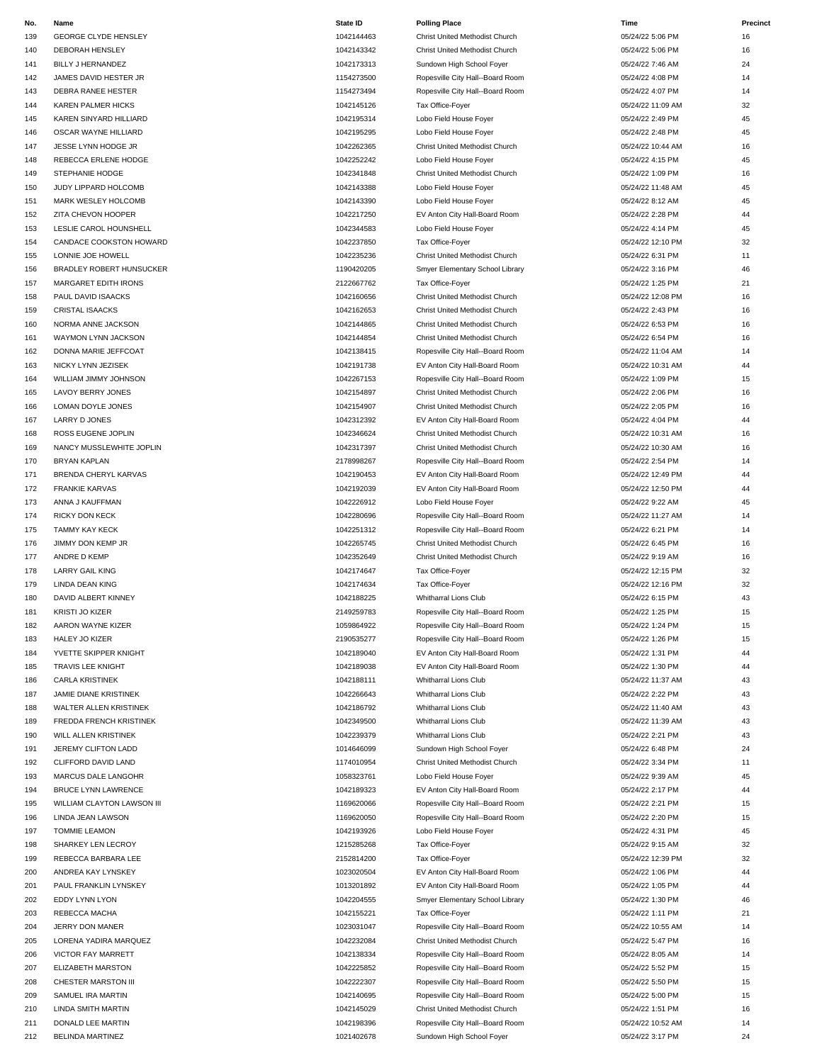| No. | Name | State ID | Polling Place | Time | Precinct |
|---|---|---|---|---|---|
| 139 | GEORGE CLYDE HENSLEY | 1042144463 | Christ United Methodist Church | 05/24/22 5:06 PM | 16 |
| 140 | DEBORAH HENSLEY | 1042143342 | Christ United Methodist Church | 05/24/22 5:06 PM | 16 |
| 141 | BILLY J HERNANDEZ | 1042173313 | Sundown High School Foyer | 05/24/22 7:46 AM | 24 |
| 142 | JAMES DAVID HESTER JR | 1154273500 | Ropesville City Hall--Board Room | 05/24/22 4:08 PM | 14 |
| 143 | DEBRA RANEE HESTER | 1154273494 | Ropesville City Hall--Board Room | 05/24/22 4:07 PM | 14 |
| 144 | KAREN PALMER HICKS | 1042145126 | Tax Office-Foyer | 05/24/22 11:09 AM | 32 |
| 145 | KAREN SINYARD HILLIARD | 1042195314 | Lobo Field House Foyer | 05/24/22 2:49 PM | 45 |
| 146 | OSCAR WAYNE HILLIARD | 1042195295 | Lobo Field House Foyer | 05/24/22 2:48 PM | 45 |
| 147 | JESSE LYNN HODGE JR | 1042262365 | Christ United Methodist Church | 05/24/22 10:44 AM | 16 |
| 148 | REBECCA ERLENE HODGE | 1042252242 | Lobo Field House Foyer | 05/24/22 4:15 PM | 45 |
| 149 | STEPHANIE HODGE | 1042341848 | Christ United Methodist Church | 05/24/22 1:09 PM | 16 |
| 150 | JUDY LIPPARD HOLCOMB | 1042143388 | Lobo Field House Foyer | 05/24/22 11:48 AM | 45 |
| 151 | MARK WESLEY HOLCOMB | 1042143390 | Lobo Field House Foyer | 05/24/22 8:12 AM | 45 |
| 152 | ZITA CHEVON HOOPER | 1042217250 | EV Anton City Hall-Board Room | 05/24/22 2:28 PM | 44 |
| 153 | LESLIE CAROL HOUNSHELL | 1042344583 | Lobo Field House Foyer | 05/24/22 4:14 PM | 45 |
| 154 | CANDACE COOKSTON HOWARD | 1042237850 | Tax Office-Foyer | 05/24/22 12:10 PM | 32 |
| 155 | LONNIE JOE HOWELL | 1042235236 | Christ United Methodist Church | 05/24/22 6:31 PM | 11 |
| 156 | BRADLEY ROBERT HUNSUCKER | 1190420205 | Smyer Elementary School Library | 05/24/22 3:16 PM | 46 |
| 157 | MARGARET EDITH IRONS | 2122667762 | Tax Office-Foyer | 05/24/22 1:25 PM | 21 |
| 158 | PAUL DAVID ISAACKS | 1042160656 | Christ United Methodist Church | 05/24/22 12:08 PM | 16 |
| 159 | CRISTAL ISAACKS | 1042162653 | Christ United Methodist Church | 05/24/22 2:43 PM | 16 |
| 160 | NORMA ANNE JACKSON | 1042144865 | Christ United Methodist Church | 05/24/22 6:53 PM | 16 |
| 161 | WAYMON LYNN JACKSON | 1042144854 | Christ United Methodist Church | 05/24/22 6:54 PM | 16 |
| 162 | DONNA MARIE JEFFCOAT | 1042138415 | Ropesville City Hall--Board Room | 05/24/22 11:04 AM | 14 |
| 163 | NICKY LYNN JEZISEK | 1042191738 | EV Anton City Hall-Board Room | 05/24/22 10:31 AM | 44 |
| 164 | WILLIAM JIMMY JOHNSON | 1042267153 | Ropesville City Hall--Board Room | 05/24/22 1:09 PM | 15 |
| 165 | LAVOY BERRY JONES | 1042154897 | Christ United Methodist Church | 05/24/22 2:06 PM | 16 |
| 166 | LOMAN DOYLE JONES | 1042154907 | Christ United Methodist Church | 05/24/22 2:05 PM | 16 |
| 167 | LARRY D JONES | 1042312392 | EV Anton City Hall-Board Room | 05/24/22 4:04 PM | 44 |
| 168 | ROSS EUGENE JOPLIN | 1042346624 | Christ United Methodist Church | 05/24/22 10:31 AM | 16 |
| 169 | NANCY MUSSLEWHITE JOPLIN | 1042317397 | Christ United Methodist Church | 05/24/22 10:30 AM | 16 |
| 170 | BRYAN KAPLAN | 2178998267 | Ropesville City Hall--Board Room | 05/24/22 2:54 PM | 14 |
| 171 | BRENDA CHERYL KARVAS | 1042190453 | EV Anton City Hall-Board Room | 05/24/22 12:49 PM | 44 |
| 172 | FRANKIE KARVAS | 1042192039 | EV Anton City Hall-Board Room | 05/24/22 12:50 PM | 44 |
| 173 | ANNA J KAUFFMAN | 1042226912 | Lobo Field House Foyer | 05/24/22 9:22 AM | 45 |
| 174 | RICKY DON KECK | 1042280696 | Ropesville City Hall--Board Room | 05/24/22 11:27 AM | 14 |
| 175 | TAMMY KAY KECK | 1042251312 | Ropesville City Hall--Board Room | 05/24/22 6:21 PM | 14 |
| 176 | JIMMY DON KEMP JR | 1042265745 | Christ United Methodist Church | 05/24/22 6:45 PM | 16 |
| 177 | ANDRE D KEMP | 1042352649 | Christ United Methodist Church | 05/24/22 9:19 AM | 16 |
| 178 | LARRY GAIL KING | 1042174647 | Tax Office-Foyer | 05/24/22 12:15 PM | 32 |
| 179 | LINDA DEAN KING | 1042174634 | Tax Office-Foyer | 05/24/22 12:16 PM | 32 |
| 180 | DAVID ALBERT KINNEY | 1042188225 | Whitharral Lions Club | 05/24/22 6:15 PM | 43 |
| 181 | KRISTI JO KIZER | 2149259783 | Ropesville City Hall--Board Room | 05/24/22 1:25 PM | 15 |
| 182 | AARON WAYNE KIZER | 1059864922 | Ropesville City Hall--Board Room | 05/24/22 1:24 PM | 15 |
| 183 | HALEY JO KIZER | 2190535277 | Ropesville City Hall--Board Room | 05/24/22 1:26 PM | 15 |
| 184 | YVETTE SKIPPER KNIGHT | 1042189040 | EV Anton City Hall-Board Room | 05/24/22 1:31 PM | 44 |
| 185 | TRAVIS LEE KNIGHT | 1042189038 | EV Anton City Hall-Board Room | 05/24/22 1:30 PM | 44 |
| 186 | CARLA KRISTINEK | 1042188111 | Whitharral Lions Club | 05/24/22 11:37 AM | 43 |
| 187 | JAMIE DIANE KRISTINEK | 1042266643 | Whitharral Lions Club | 05/24/22 2:22 PM | 43 |
| 188 | WALTER ALLEN KRISTINEK | 1042186792 | Whitharral Lions Club | 05/24/22 11:40 AM | 43 |
| 189 | FREDDA FRENCH KRISTINEK | 1042349500 | Whitharral Lions Club | 05/24/22 11:39 AM | 43 |
| 190 | WILL ALLEN KRISTINEK | 1042239379 | Whitharral Lions Club | 05/24/22 2:21 PM | 43 |
| 191 | JEREMY CLIFTON LADD | 1014646099 | Sundown High School Foyer | 05/24/22 6:48 PM | 24 |
| 192 | CLIFFORD DAVID LAND | 1174010954 | Christ United Methodist Church | 05/24/22 3:34 PM | 11 |
| 193 | MARCUS DALE LANGOHR | 1058323761 | Lobo Field House Foyer | 05/24/22 9:39 AM | 45 |
| 194 | BRUCE LYNN LAWRENCE | 1042189323 | EV Anton City Hall-Board Room | 05/24/22 2:17 PM | 44 |
| 195 | WILLIAM CLAYTON LAWSON III | 1169620066 | Ropesville City Hall--Board Room | 05/24/22 2:21 PM | 15 |
| 196 | LINDA JEAN LAWSON | 1169620050 | Ropesville City Hall--Board Room | 05/24/22 2:20 PM | 15 |
| 197 | TOMMIE LEAMON | 1042193926 | Lobo Field House Foyer | 05/24/22 4:31 PM | 45 |
| 198 | SHARKEY LEN LECROY | 1215285268 | Tax Office-Foyer | 05/24/22 9:15 AM | 32 |
| 199 | REBECCA BARBARA LEE | 2152814200 | Tax Office-Foyer | 05/24/22 12:39 PM | 32 |
| 200 | ANDREA KAY LYNSKEY | 1023020504 | EV Anton City Hall-Board Room | 05/24/22 1:06 PM | 44 |
| 201 | PAUL FRANKLIN LYNSKEY | 1013201892 | EV Anton City Hall-Board Room | 05/24/22 1:05 PM | 44 |
| 202 | EDDY LYNN LYON | 1042204555 | Smyer Elementary School Library | 05/24/22 1:30 PM | 46 |
| 203 | REBECCA MACHA | 1042155221 | Tax Office-Foyer | 05/24/22 1:11 PM | 21 |
| 204 | JERRY DON MANER | 1023031047 | Ropesville City Hall--Board Room | 05/24/22 10:55 AM | 14 |
| 205 | LORENA YADIRA MARQUEZ | 1042232084 | Christ United Methodist Church | 05/24/22 5:47 PM | 16 |
| 206 | VICTOR FAY MARRETT | 1042138334 | Ropesville City Hall--Board Room | 05/24/22 8:05 AM | 14 |
| 207 | ELIZABETH MARSTON | 1042225852 | Ropesville City Hall--Board Room | 05/24/22 5:52 PM | 15 |
| 208 | CHESTER MARSTON III | 1042222307 | Ropesville City Hall--Board Room | 05/24/22 5:50 PM | 15 |
| 209 | SAMUEL IRA MARTIN | 1042140695 | Ropesville City Hall--Board Room | 05/24/22 5:00 PM | 15 |
| 210 | LINDA SMITH MARTIN | 1042145029 | Christ United Methodist Church | 05/24/22 1:51 PM | 16 |
| 211 | DONALD LEE MARTIN | 1042198396 | Ropesville City Hall--Board Room | 05/24/22 10:52 AM | 14 |
| 212 | BELINDA MARTINEZ | 1021402678 | Sundown High School Foyer | 05/24/22 3:17 PM | 24 |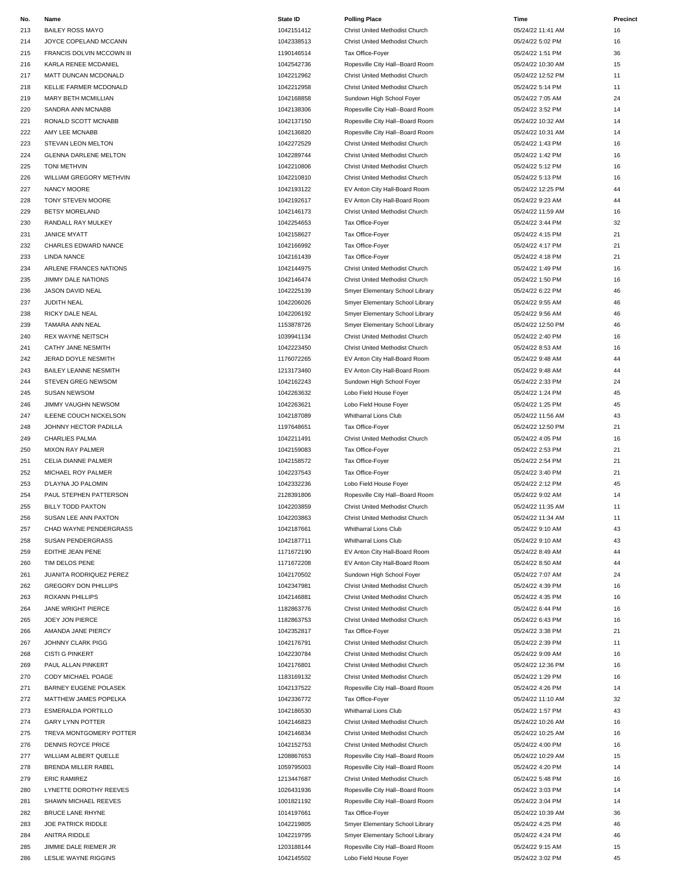| No. | Name | State ID | Polling Place | Time | Precinct |
|---|---|---|---|---|---|
| 213 | BAILEY ROSS MAYO | 1042151412 | Christ United Methodist Church | 05/24/22 11:41 AM | 16 |
| 214 | JOYCE COPELAND MCCANN | 1042338513 | Christ United Methodist Church | 05/24/22 5:02 PM | 16 |
| 215 | FRANCIS DOLVIN MCCOWN III | 1190146514 | Tax Office-Foyer | 05/24/22 1:51 PM | 36 |
| 216 | KARLA RENEE MCDANIEL | 1042542736 | Ropesville City Hall--Board Room | 05/24/22 10:30 AM | 15 |
| 217 | MATT DUNCAN MCDONALD | 1042212962 | Christ United Methodist Church | 05/24/22 12:52 PM | 11 |
| 218 | KELLIE FARMER MCDONALD | 1042212958 | Christ United Methodist Church | 05/24/22 5:14 PM | 11 |
| 219 | MARY BETH MCMILLIAN | 1042168858 | Sundown High School Foyer | 05/24/22 7:05 AM | 24 |
| 220 | SANDRA ANN MCNABB | 1042138306 | Ropesville City Hall--Board Room | 05/24/22 3:52 PM | 14 |
| 221 | RONALD SCOTT MCNABB | 1042137150 | Ropesville City Hall--Board Room | 05/24/22 10:32 AM | 14 |
| 222 | AMY LEE MCNABB | 1042136820 | Ropesville City Hall--Board Room | 05/24/22 10:31 AM | 14 |
| 223 | STEVAN LEON MELTON | 1042272529 | Christ United Methodist Church | 05/24/22 1:43 PM | 16 |
| 224 | GLENNA DARLENE MELTON | 1042289744 | Christ United Methodist Church | 05/24/22 1:42 PM | 16 |
| 225 | TONI METHVIN | 1042210806 | Christ United Methodist Church | 05/24/22 5:12 PM | 16 |
| 226 | WILLIAM GREGORY METHVIN | 1042210810 | Christ United Methodist Church | 05/24/22 5:13 PM | 16 |
| 227 | NANCY MOORE | 1042193122 | EV Anton City Hall-Board Room | 05/24/22 12:25 PM | 44 |
| 228 | TONY STEVEN MOORE | 1042192617 | EV Anton City Hall-Board Room | 05/24/22 9:23 AM | 44 |
| 229 | BETSY MORELAND | 1042146173 | Christ United Methodist Church | 05/24/22 11:59 AM | 16 |
| 230 | RANDALL RAY MULKEY | 1042254653 | Tax Office-Foyer | 05/24/22 3:44 PM | 32 |
| 231 | JANICE MYATT | 1042158627 | Tax Office-Foyer | 05/24/22 4:15 PM | 21 |
| 232 | CHARLES EDWARD NANCE | 1042166992 | Tax Office-Foyer | 05/24/22 4:17 PM | 21 |
| 233 | LINDA NANCE | 1042161439 | Tax Office-Foyer | 05/24/22 4:18 PM | 21 |
| 234 | ARLENE FRANCES NATIONS | 1042144975 | Christ United Methodist Church | 05/24/22 1:49 PM | 16 |
| 235 | JIMMY DALE NATIONS | 1042146474 | Christ United Methodist Church | 05/24/22 1:50 PM | 16 |
| 236 | JASON DAVID NEAL | 1042225139 | Smyer Elementary School Library | 05/24/22 6:22 PM | 46 |
| 237 | JUDITH NEAL | 1042206026 | Smyer Elementary School Library | 05/24/22 9:55 AM | 46 |
| 238 | RICKY DALE NEAL | 1042206192 | Smyer Elementary School Library | 05/24/22 9:56 AM | 46 |
| 239 | TAMARA ANN NEAL | 1153878726 | Smyer Elementary School Library | 05/24/22 12:50 PM | 46 |
| 240 | REX WAYNE NEITSCH | 1039941134 | Christ United Methodist Church | 05/24/22 2:40 PM | 16 |
| 241 | CATHY JANE NESMITH | 1042223450 | Christ United Methodist Church | 05/24/22 8:53 AM | 16 |
| 242 | JERAD DOYLE NESMITH | 1176072265 | EV Anton City Hall-Board Room | 05/24/22 9:48 AM | 44 |
| 243 | BAILEY LEANNE NESMITH | 1213173460 | EV Anton City Hall-Board Room | 05/24/22 9:48 AM | 44 |
| 244 | STEVEN GREG NEWSOM | 1042162243 | Sundown High School Foyer | 05/24/22 2:33 PM | 24 |
| 245 | SUSAN NEWSOM | 1042263632 | Lobo Field House Foyer | 05/24/22 1:24 PM | 45 |
| 246 | JIMMY VAUGHN NEWSOM | 1042263621 | Lobo Field House Foyer | 05/24/22 1:25 PM | 45 |
| 247 | ILEENE COUCH NICKELSON | 1042187089 | Whitharral Lions Club | 05/24/22 11:56 AM | 43 |
| 248 | JOHNNY HECTOR PADILLA | 1197648651 | Tax Office-Foyer | 05/24/22 12:50 PM | 21 |
| 249 | CHARLIES PALMA | 1042211491 | Christ United Methodist Church | 05/24/22 4:05 PM | 16 |
| 250 | MIXON RAY PALMER | 1042159083 | Tax Office-Foyer | 05/24/22 2:53 PM | 21 |
| 251 | CELIA DIANNE PALMER | 1042158572 | Tax Office-Foyer | 05/24/22 2:54 PM | 21 |
| 252 | MICHAEL ROY PALMER | 1042237543 | Tax Office-Foyer | 05/24/22 3:40 PM | 21 |
| 253 | D'LAYNA JO PALOMIN | 1042332236 | Lobo Field House Foyer | 05/24/22 2:12 PM | 45 |
| 254 | PAUL STEPHEN PATTERSON | 2128391806 | Ropesville City Hall--Board Room | 05/24/22 9:02 AM | 14 |
| 255 | BILLY TODD PAXTON | 1042203859 | Christ United Methodist Church | 05/24/22 11:35 AM | 11 |
| 256 | SUSAN LEE ANN PAXTON | 1042203863 | Christ United Methodist Church | 05/24/22 11:34 AM | 11 |
| 257 | CHAD WAYNE PENDERGRASS | 1042187661 | Whitharral Lions Club | 05/24/22 9:10 AM | 43 |
| 258 | SUSAN PENDERGRASS | 1042187711 | Whitharral Lions Club | 05/24/22 9:10 AM | 43 |
| 259 | EDITHE JEAN PENE | 1171672190 | EV Anton City Hall-Board Room | 05/24/22 8:49 AM | 44 |
| 260 | TIM DELOS PENE | 1171672208 | EV Anton City Hall-Board Room | 05/24/22 8:50 AM | 44 |
| 261 | JUANITA RODRIQUEZ PEREZ | 1042170502 | Sundown High School Foyer | 05/24/22 7:07 AM | 24 |
| 262 | GREGORY DON PHILLIPS | 1042347981 | Christ United Methodist Church | 05/24/22 4:39 PM | 16 |
| 263 | ROXANN PHILLIPS | 1042146881 | Christ United Methodist Church | 05/24/22 4:35 PM | 16 |
| 264 | JANE WRIGHT PIERCE | 1182863776 | Christ United Methodist Church | 05/24/22 6:44 PM | 16 |
| 265 | JOEY JON PIERCE | 1182863753 | Christ United Methodist Church | 05/24/22 6:43 PM | 16 |
| 266 | AMANDA JANE PIERCY | 1042352817 | Tax Office-Foyer | 05/24/22 3:38 PM | 21 |
| 267 | JOHNNY CLARK PIGG | 1042176791 | Christ United Methodist Church | 05/24/22 2:39 PM | 11 |
| 268 | CISTI G PINKERT | 1042230784 | Christ United Methodist Church | 05/24/22 9:09 AM | 16 |
| 269 | PAUL ALLAN PINKERT | 1042176801 | Christ United Methodist Church | 05/24/22 12:36 PM | 16 |
| 270 | CODY MICHAEL POAGE | 1183169132 | Christ United Methodist Church | 05/24/22 1:29 PM | 16 |
| 271 | BARNEY EUGENE POLASEK | 1042137522 | Ropesville City Hall--Board Room | 05/24/22 4:26 PM | 14 |
| 272 | MATTHEW JAMES POPELKA | 1042336772 | Tax Office-Foyer | 05/24/22 11:10 AM | 32 |
| 273 | ESMERALDA PORTILLO | 1042186530 | Whitharral Lions Club | 05/24/22 1:57 PM | 43 |
| 274 | GARY LYNN POTTER | 1042146823 | Christ United Methodist Church | 05/24/22 10:26 AM | 16 |
| 275 | TREVA MONTGOMERY POTTER | 1042146834 | Christ United Methodist Church | 05/24/22 10:25 AM | 16 |
| 276 | DENNIS ROYCE PRICE | 1042152753 | Christ United Methodist Church | 05/24/22 4:00 PM | 16 |
| 277 | WILLIAM ALBERT QUELLE | 1208867653 | Ropesville City Hall--Board Room | 05/24/22 10:29 AM | 15 |
| 278 | BRENDA MILLER RABEL | 1059795003 | Ropesville City Hall--Board Room | 05/24/22 4:20 PM | 14 |
| 279 | ERIC RAMIREZ | 1213447687 | Christ United Methodist Church | 05/24/22 5:48 PM | 16 |
| 280 | LYNETTE DOROTHY REEVES | 1026431936 | Ropesville City Hall--Board Room | 05/24/22 3:03 PM | 14 |
| 281 | SHAWN MICHAEL REEVES | 1001821192 | Ropesville City Hall--Board Room | 05/24/22 3:04 PM | 14 |
| 282 | BRUCE LANE RHYNE | 1014197661 | Tax Office-Foyer | 05/24/22 10:39 AM | 36 |
| 283 | JOE PATRICK RIDDLE | 1042219805 | Smyer Elementary School Library | 05/24/22 4:25 PM | 46 |
| 284 | ANITRA RIDDLE | 1042219795 | Smyer Elementary School Library | 05/24/22 4:24 PM | 46 |
| 285 | JIMMIE DALE RIEMER JR | 1203188144 | Ropesville City Hall--Board Room | 05/24/22 9:15 AM | 15 |
| 286 | LESLIE WAYNE RIGGINS | 1042145502 | Lobo Field House Foyer | 05/24/22 3:02 PM | 45 |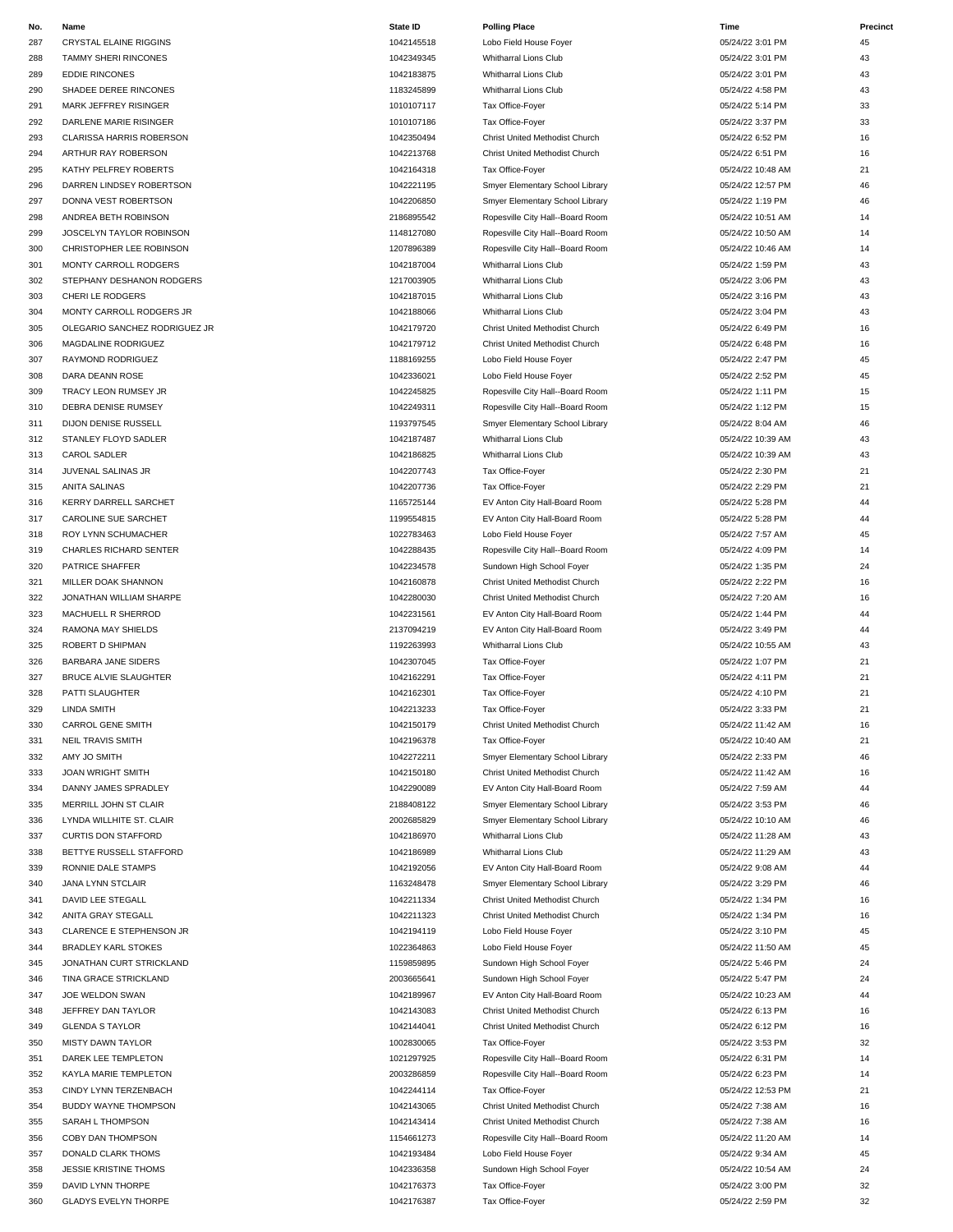| No. | Name | State ID | Polling Place | Time | Precinct |
|---|---|---|---|---|---|
| 287 | CRYSTAL ELAINE RIGGINS | 1042145518 | Lobo Field House Foyer | 05/24/22 3:01 PM | 45 |
| 288 | TAMMY SHERI RINCONES | 1042349345 | Whitharral Lions Club | 05/24/22 3:01 PM | 43 |
| 289 | EDDIE RINCONES | 1042183875 | Whitharral Lions Club | 05/24/22 3:01 PM | 43 |
| 290 | SHADEE DEREE RINCONES | 1183245899 | Whitharral Lions Club | 05/24/22 4:58 PM | 43 |
| 291 | MARK JEFFREY RISINGER | 1010107117 | Tax Office-Foyer | 05/24/22 5:14 PM | 33 |
| 292 | DARLENE MARIE RISINGER | 1010107186 | Tax Office-Foyer | 05/24/22 3:37 PM | 33 |
| 293 | CLARISSA HARRIS ROBERSON | 1042350494 | Christ United Methodist Church | 05/24/22 6:52 PM | 16 |
| 294 | ARTHUR RAY ROBERSON | 1042213768 | Christ United Methodist Church | 05/24/22 6:51 PM | 16 |
| 295 | KATHY PELFREY ROBERTS | 1042164318 | Tax Office-Foyer | 05/24/22 10:48 AM | 21 |
| 296 | DARREN LINDSEY ROBERTSON | 1042221195 | Smyer Elementary School Library | 05/24/22 12:57 PM | 46 |
| 297 | DONNA VEST ROBERTSON | 1042206850 | Smyer Elementary School Library | 05/24/22 1:19 PM | 46 |
| 298 | ANDREA BETH ROBINSON | 2186895542 | Ropesville City Hall--Board Room | 05/24/22 10:51 AM | 14 |
| 299 | JOSCELYN TAYLOR ROBINSON | 1148127080 | Ropesville City Hall--Board Room | 05/24/22 10:50 AM | 14 |
| 300 | CHRISTOPHER LEE ROBINSON | 1207896389 | Ropesville City Hall--Board Room | 05/24/22 10:46 AM | 14 |
| 301 | MONTY CARROLL RODGERS | 1042187004 | Whitharral Lions Club | 05/24/22 1:59 PM | 43 |
| 302 | STEPHANY DESHANON RODGERS | 1217003905 | Whitharral Lions Club | 05/24/22 3:06 PM | 43 |
| 303 | CHERI LE RODGERS | 1042187015 | Whitharral Lions Club | 05/24/22 3:16 PM | 43 |
| 304 | MONTY CARROLL RODGERS JR | 1042188066 | Whitharral Lions Club | 05/24/22 3:04 PM | 43 |
| 305 | OLEGARIO SANCHEZ RODRIGUEZ JR | 1042179720 | Christ United Methodist Church | 05/24/22 6:49 PM | 16 |
| 306 | MAGDALINE RODRIGUEZ | 1042179712 | Christ United Methodist Church | 05/24/22 6:48 PM | 16 |
| 307 | RAYMOND RODRIGUEZ | 1188169255 | Lobo Field House Foyer | 05/24/22 2:47 PM | 45 |
| 308 | DARA DEANN ROSE | 1042336021 | Lobo Field House Foyer | 05/24/22 2:52 PM | 45 |
| 309 | TRACY LEON RUMSEY JR | 1042245825 | Ropesville City Hall--Board Room | 05/24/22 1:11 PM | 15 |
| 310 | DEBRA DENISE RUMSEY | 1042249311 | Ropesville City Hall--Board Room | 05/24/22 1:12 PM | 15 |
| 311 | DIJON DENISE RUSSELL | 1193797545 | Smyer Elementary School Library | 05/24/22 8:04 AM | 46 |
| 312 | STANLEY FLOYD SADLER | 1042187487 | Whitharral Lions Club | 05/24/22 10:39 AM | 43 |
| 313 | CAROL SADLER | 1042186825 | Whitharral Lions Club | 05/24/22 10:39 AM | 43 |
| 314 | JUVENAL SALINAS JR | 1042207743 | Tax Office-Foyer | 05/24/22 2:30 PM | 21 |
| 315 | ANITA SALINAS | 1042207736 | Tax Office-Foyer | 05/24/22 2:29 PM | 21 |
| 316 | KERRY DARRELL SARCHET | 1165725144 | EV Anton City Hall-Board Room | 05/24/22 5:28 PM | 44 |
| 317 | CAROLINE SUE SARCHET | 1199554815 | EV Anton City Hall-Board Room | 05/24/22 5:28 PM | 44 |
| 318 | ROY LYNN SCHUMACHER | 1022783463 | Lobo Field House Foyer | 05/24/22 7:57 AM | 45 |
| 319 | CHARLES RICHARD SENTER | 1042288435 | Ropesville City Hall--Board Room | 05/24/22 4:09 PM | 14 |
| 320 | PATRICE SHAFFER | 1042234578 | Sundown High School Foyer | 05/24/22 1:35 PM | 24 |
| 321 | MILLER DOAK SHANNON | 1042160878 | Christ United Methodist Church | 05/24/22 2:22 PM | 16 |
| 322 | JONATHAN WILLIAM SHARPE | 1042280030 | Christ United Methodist Church | 05/24/22 7:20 AM | 16 |
| 323 | MACHUELL R SHERROD | 1042231561 | EV Anton City Hall-Board Room | 05/24/22 1:44 PM | 44 |
| 324 | RAMONA MAY SHIELDS | 2137094219 | EV Anton City Hall-Board Room | 05/24/22 3:49 PM | 44 |
| 325 | ROBERT D SHIPMAN | 1192263993 | Whitharral Lions Club | 05/24/22 10:55 AM | 43 |
| 326 | BARBARA JANE SIDERS | 1042307045 | Tax Office-Foyer | 05/24/22 1:07 PM | 21 |
| 327 | BRUCE ALVIE SLAUGHTER | 1042162291 | Tax Office-Foyer | 05/24/22 4:11 PM | 21 |
| 328 | PATTI SLAUGHTER | 1042162301 | Tax Office-Foyer | 05/24/22 4:10 PM | 21 |
| 329 | LINDA SMITH | 1042213233 | Tax Office-Foyer | 05/24/22 3:33 PM | 21 |
| 330 | CARROL GENE SMITH | 1042150179 | Christ United Methodist Church | 05/24/22 11:42 AM | 16 |
| 331 | NEIL TRAVIS SMITH | 1042196378 | Tax Office-Foyer | 05/24/22 10:40 AM | 21 |
| 332 | AMY JO SMITH | 1042272211 | Smyer Elementary School Library | 05/24/22 2:33 PM | 46 |
| 333 | JOAN WRIGHT SMITH | 1042150180 | Christ United Methodist Church | 05/24/22 11:42 AM | 16 |
| 334 | DANNY JAMES SPRADLEY | 1042290089 | EV Anton City Hall-Board Room | 05/24/22 7:59 AM | 44 |
| 335 | MERRILL JOHN ST CLAIR | 2188408122 | Smyer Elementary School Library | 05/24/22 3:53 PM | 46 |
| 336 | LYNDA WILLHITE ST. CLAIR | 2002685829 | Smyer Elementary School Library | 05/24/22 10:10 AM | 46 |
| 337 | CURTIS DON STAFFORD | 1042186970 | Whitharral Lions Club | 05/24/22 11:28 AM | 43 |
| 338 | BETTYE RUSSELL STAFFORD | 1042186989 | Whitharral Lions Club | 05/24/22 11:29 AM | 43 |
| 339 | RONNIE DALE STAMPS | 1042192056 | EV Anton City Hall-Board Room | 05/24/22 9:08 AM | 44 |
| 340 | JANA LYNN STCLAIR | 1163248478 | Smyer Elementary School Library | 05/24/22 3:29 PM | 46 |
| 341 | DAVID LEE STEGALL | 1042211334 | Christ United Methodist Church | 05/24/22 1:34 PM | 16 |
| 342 | ANITA GRAY STEGALL | 1042211323 | Christ United Methodist Church | 05/24/22 1:34 PM | 16 |
| 343 | CLARENCE E STEPHENSON JR | 1042194119 | Lobo Field House Foyer | 05/24/22 3:10 PM | 45 |
| 344 | BRADLEY KARL STOKES | 1022364863 | Lobo Field House Foyer | 05/24/22 11:50 AM | 45 |
| 345 | JONATHAN CURT STRICKLAND | 1159859895 | Sundown High School Foyer | 05/24/22 5:46 PM | 24 |
| 346 | TINA GRACE STRICKLAND | 2003665641 | Sundown High School Foyer | 05/24/22 5:47 PM | 24 |
| 347 | JOE WELDON SWAN | 1042189967 | EV Anton City Hall-Board Room | 05/24/22 10:23 AM | 44 |
| 348 | JEFFREY DAN TAYLOR | 1042143083 | Christ United Methodist Church | 05/24/22 6:13 PM | 16 |
| 349 | GLENDA S TAYLOR | 1042144041 | Christ United Methodist Church | 05/24/22 6:12 PM | 16 |
| 350 | MISTY DAWN TAYLOR | 1002830065 | Tax Office-Foyer | 05/24/22 3:53 PM | 32 |
| 351 | DAREK LEE TEMPLETON | 1021297925 | Ropesville City Hall--Board Room | 05/24/22 6:31 PM | 14 |
| 352 | KAYLA MARIE TEMPLETON | 2003286859 | Ropesville City Hall--Board Room | 05/24/22 6:23 PM | 14 |
| 353 | CINDY LYNN TERZENBACH | 1042244114 | Tax Office-Foyer | 05/24/22 12:53 PM | 21 |
| 354 | BUDDY WAYNE THOMPSON | 1042143065 | Christ United Methodist Church | 05/24/22 7:38 AM | 16 |
| 355 | SARAH L THOMPSON | 1042143414 | Christ United Methodist Church | 05/24/22 7:38 AM | 16 |
| 356 | COBY DAN THOMPSON | 1154661273 | Ropesville City Hall--Board Room | 05/24/22 11:20 AM | 14 |
| 357 | DONALD CLARK THOMS | 1042193484 | Lobo Field House Foyer | 05/24/22 9:34 AM | 45 |
| 358 | JESSIE KRISTINE THOMS | 1042336358 | Sundown High School Foyer | 05/24/22 10:54 AM | 24 |
| 359 | DAVID LYNN THORPE | 1042176373 | Tax Office-Foyer | 05/24/22 3:00 PM | 32 |
| 360 | GLADYS EVELYN THORPE | 1042176387 | Tax Office-Foyer | 05/24/22 2:59 PM | 32 |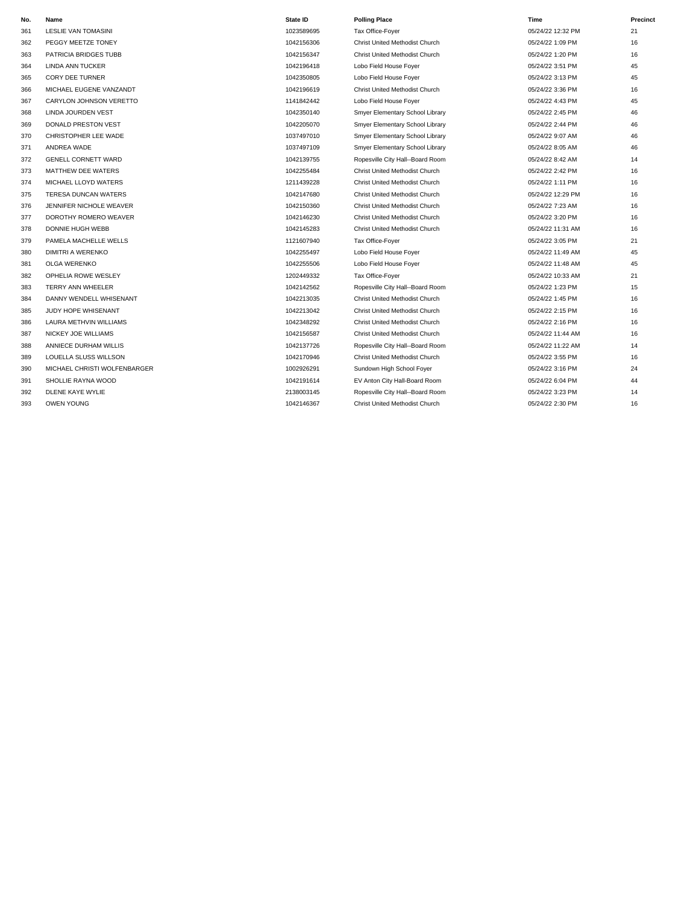| No. | Name | State ID | Polling Place | Time | Precinct |
|---|---|---|---|---|---|
| 361 | LESLIE VAN TOMASINI | 1023589695 | Tax Office-Foyer | 05/24/22 12:32 PM | 21 |
| 362 | PEGGY MEETZE TONEY | 1042156306 | Christ United Methodist Church | 05/24/22 1:09 PM | 16 |
| 363 | PATRICIA BRIDGES TUBB | 1042156347 | Christ United Methodist Church | 05/24/22 1:20 PM | 16 |
| 364 | LINDA ANN TUCKER | 1042196418 | Lobo Field House Foyer | 05/24/22 3:51 PM | 45 |
| 365 | CORY DEE TURNER | 1042350805 | Lobo Field House Foyer | 05/24/22 3:13 PM | 45 |
| 366 | MICHAEL EUGENE VANZANDT | 1042196619 | Christ United Methodist Church | 05/24/22 3:36 PM | 16 |
| 367 | CARYLON JOHNSON VERETTO | 1141842442 | Lobo Field House Foyer | 05/24/22 4:43 PM | 45 |
| 368 | LINDA JOURDEN VEST | 1042350140 | Smyer Elementary School Library | 05/24/22 2:45 PM | 46 |
| 369 | DONALD PRESTON VEST | 1042205070 | Smyer Elementary School Library | 05/24/22 2:44 PM | 46 |
| 370 | CHRISTOPHER LEE WADE | 1037497010 | Smyer Elementary School Library | 05/24/22 9:07 AM | 46 |
| 371 | ANDREA WADE | 1037497109 | Smyer Elementary School Library | 05/24/22 8:05 AM | 46 |
| 372 | GENELL CORNETT WARD | 1042139755 | Ropesville City Hall--Board Room | 05/24/22 8:42 AM | 14 |
| 373 | MATTHEW DEE WATERS | 1042255484 | Christ United Methodist Church | 05/24/22 2:42 PM | 16 |
| 374 | MICHAEL LLOYD WATERS | 1211439228 | Christ United Methodist Church | 05/24/22 1:11 PM | 16 |
| 375 | TERESA DUNCAN WATERS | 1042147680 | Christ United Methodist Church | 05/24/22 12:29 PM | 16 |
| 376 | JENNIFER NICHOLE WEAVER | 1042150360 | Christ United Methodist Church | 05/24/22 7:23 AM | 16 |
| 377 | DOROTHY ROMERO WEAVER | 1042146230 | Christ United Methodist Church | 05/24/22 3:20 PM | 16 |
| 378 | DONNIE HUGH WEBB | 1042145283 | Christ United Methodist Church | 05/24/22 11:31 AM | 16 |
| 379 | PAMELA MACHELLE WELLS | 1121607940 | Tax Office-Foyer | 05/24/22 3:05 PM | 21 |
| 380 | DIMITRI A WERENKO | 1042255497 | Lobo Field House Foyer | 05/24/22 11:49 AM | 45 |
| 381 | OLGA WERENKO | 1042255506 | Lobo Field House Foyer | 05/24/22 11:48 AM | 45 |
| 382 | OPHELIA ROWE WESLEY | 1202449332 | Tax Office-Foyer | 05/24/22 10:33 AM | 21 |
| 383 | TERRY ANN WHEELER | 1042142562 | Ropesville City Hall--Board Room | 05/24/22 1:23 PM | 15 |
| 384 | DANNY WENDELL WHISENANT | 1042213035 | Christ United Methodist Church | 05/24/22 1:45 PM | 16 |
| 385 | JUDY HOPE WHISENANT | 1042213042 | Christ United Methodist Church | 05/24/22 2:15 PM | 16 |
| 386 | LAURA METHVIN WILLIAMS | 1042348292 | Christ United Methodist Church | 05/24/22 2:16 PM | 16 |
| 387 | NICKEY JOE WILLIAMS | 1042156587 | Christ United Methodist Church | 05/24/22 11:44 AM | 16 |
| 388 | ANNIECE DURHAM WILLIS | 1042137726 | Ropesville City Hall--Board Room | 05/24/22 11:22 AM | 14 |
| 389 | LOUELLA SLUSS WILLSON | 1042170946 | Christ United Methodist Church | 05/24/22 3:55 PM | 16 |
| 390 | MICHAEL CHRISTI WOLFENBARGER | 1002926291 | Sundown High School Foyer | 05/24/22 3:16 PM | 24 |
| 391 | SHOLLIE RAYNA WOOD | 1042191614 | EV Anton City Hall-Board Room | 05/24/22 6:04 PM | 44 |
| 392 | DLENE KAYE WYLIE | 2138003145 | Ropesville City Hall--Board Room | 05/24/22 3:23 PM | 14 |
| 393 | OWEN YOUNG | 1042146367 | Christ United Methodist Church | 05/24/22 2:30 PM | 16 |